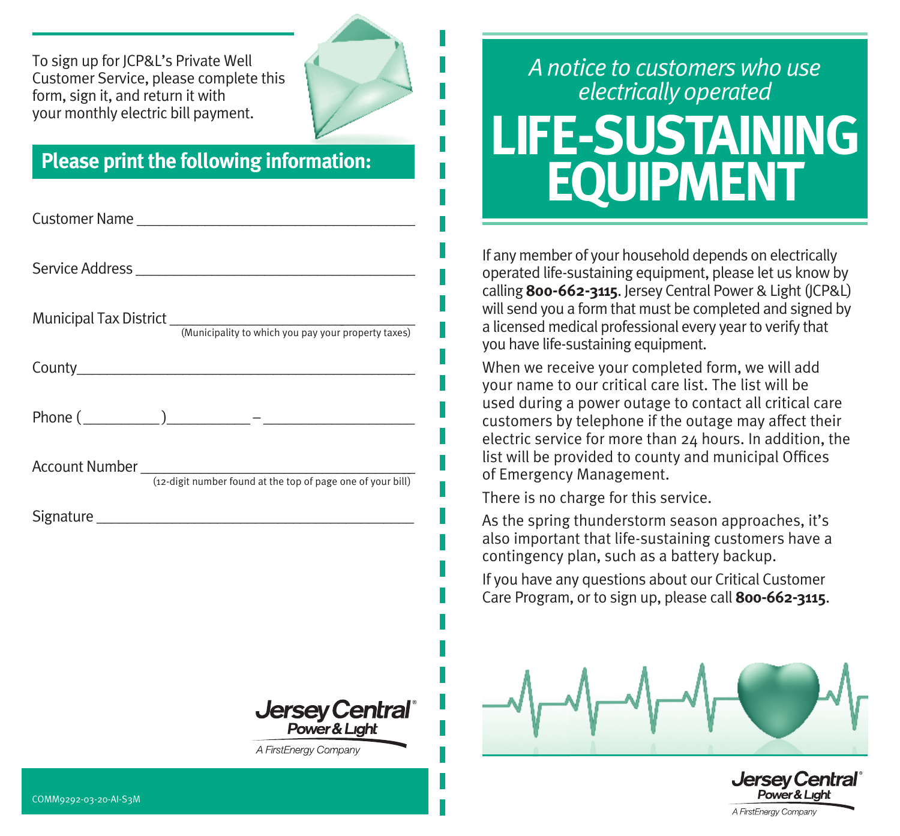To sign up for JCP&L's Private Well Customer Service, please complete this form, sign it, and return it with your monthly electric bill payment.

## Please print the following information:

Customer Name ________________________________

Service Address ________________________________

Municipal Tax District ________________________________
(Municipality to which you pay your property taxes)

County ________________________________

Phone (________)________ – ________________

Account Number ________________________________
(12-digit number found at the top of page one of your bill)

Signature ________________________________

Jersey Central Power & Light
A FirstEnergy Company

COMM9292-03-20-AI-S3M

*A notice to customers who use electrically operated*

# LIFE-SUSTAINING EQUIPMENT

If any member of your household depends on electrically operated life-sustaining equipment, please let us know by calling **800-662-3115**. Jersey Central Power & Light (JCP&L) will send you a form that must be completed and signed by a licensed medical professional every year to verify that you have life-sustaining equipment.

When we receive your completed form, we will add your name to our critical care list. The list will be used during a power outage to contact all critical care customers by telephone if the outage may affect their electric service for more than 24 hours. In addition, the list will be provided to county and municipal Offices of Emergency Management.

There is no charge for this service.

As the spring thunderstorm season approaches, it's also important that life-sustaining customers have a contingency plan, such as a battery backup.

If you have any questions about our Critical Customer Care Program, or to sign up, please call **800-662-3115**.

Jersey Central Power & Light
A FirstEnergy Company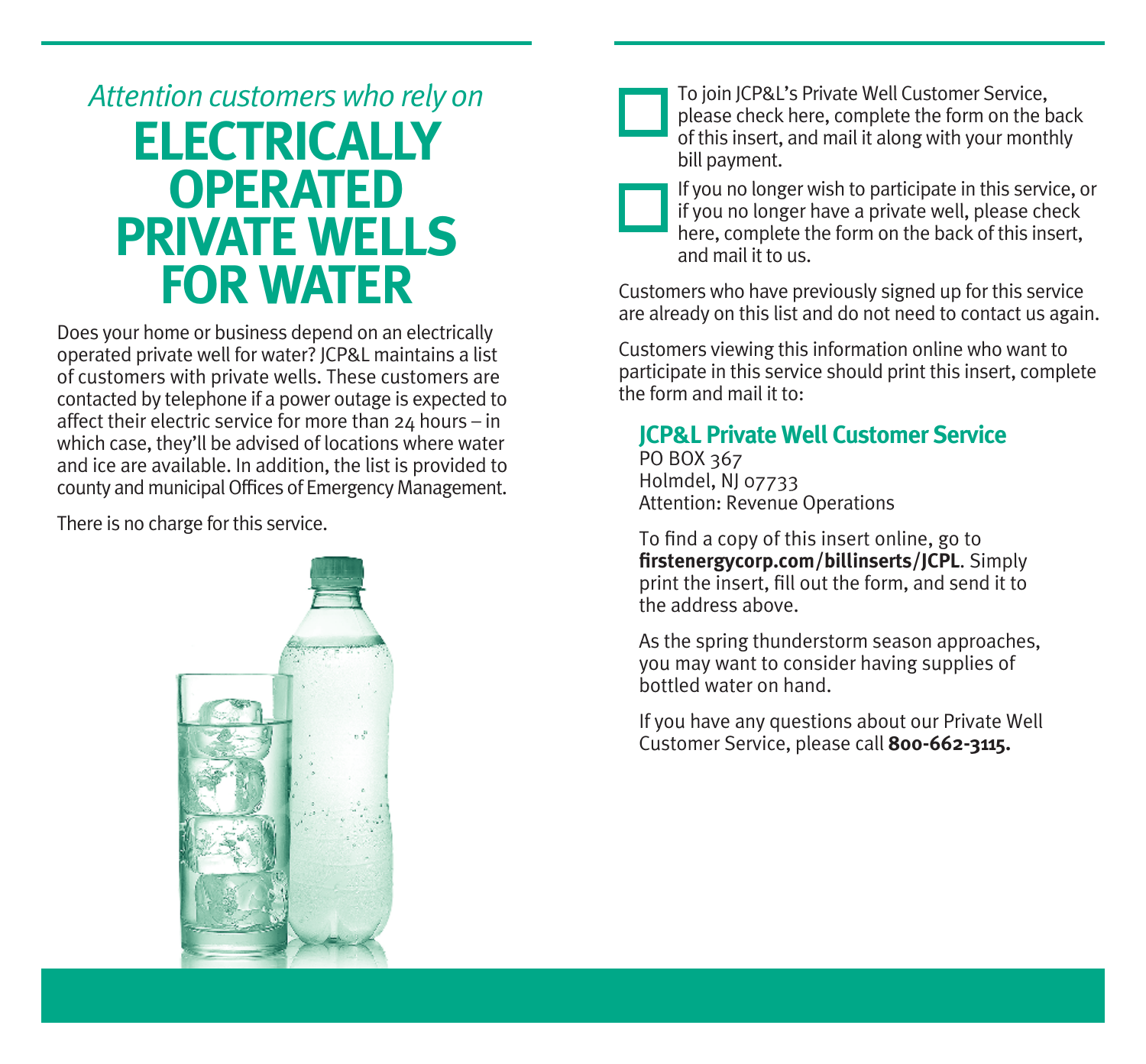*Attention customers who rely on*

# ELECTRICALLY OPERATED PRIVATE WELLS FOR WATER

Does your home or business depend on an electrically operated private well for water? JCP&L maintains a list of customers with private wells. These customers are contacted by telephone if a power outage is expected to affect their electric service for more than 24 hours – in which case, they'll be advised of locations where water and ice are available. In addition, the list is provided to county and municipal Offices of Emergency Management.

There is no charge for this service.

☐ To join JCP&L's Private Well Customer Service, please check here, complete the form on the back of this insert, and mail it along with your monthly bill payment.

☐ If you no longer wish to participate in this service, or if you no longer have a private well, please check here, complete the form on the back of this insert, and mail it to us.

Customers who have previously signed up for this service are already on this list and do not need to contact us again.

Customers viewing this information online who want to participate in this service should print this insert, complete the form and mail it to:

**JCP&L Private Well Customer Service**
PO BOX 367
Holmdel, NJ 07733
Attention: Revenue Operations

To find a copy of this insert online, go to **firstenergycorp.com/billinserts/JCPL**. Simply print the insert, fill out the form, and send it to the address above.

As the spring thunderstorm season approaches, you may want to consider having supplies of bottled water on hand.

If you have any questions about our Private Well Customer Service, please call **800-662-3115.**